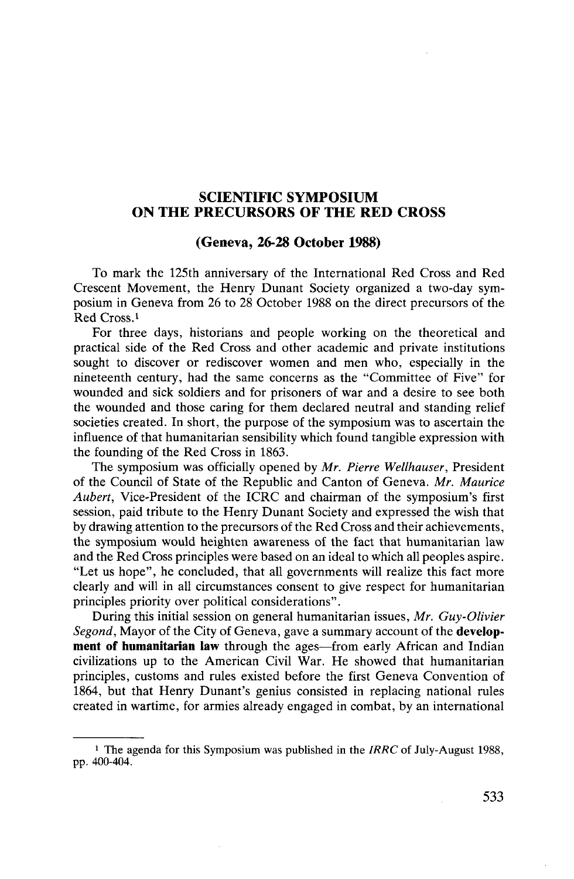# SCIENTIFIC SYMPOSIUM ON THE PRECURSORS OF THE RED CROSS

## (Geneva, 26-28 October 1988)

To mark the 125th anniversary of the International Red Cross and Red Crescent Movement, the Henry Dunant Society organized a two-day symposium in Geneva from 26 to 28 October 1988 on the direct precursors of the Red Cross.[1]

For three days, historians and people working on the theoretical and practical side of the Red Cross and other academic and private institutions sought to discover or rediscover women and men who, especially in the nineteenth century, had the same concerns as the "Committee of Five" for wounded and sick soldiers and for prisoners of war and a desire to see both the wounded and those caring for them declared neutral and standing relief societies created. In short, the purpose of the symposium was to ascertain the influence of that humanitarian sensibility which found tangible expression with the founding of the Red Cross in 1863.

The symposium was officially opened by *Mr. Pierre Wellhauser*, President of the Council of State of the Republic and Canton of Geneva. *Mr. Maurice Aubert*, Vice-President of the ICRC and chairman of the symposium's first session, paid tribute to the Henry Dunant Society and expressed the wish that by drawing attention to the precursors of the Red Cross and their achievements, the symposium would heighten awareness of the fact that humanitarian law and the Red Cross principles were based on an ideal to which all peoples aspire. "Let us hope", he concluded, that all governments will realize this fact more clearly and will in all circumstances consent to give respect for humanitarian principles priority over political considerations".

During this initial session on general humanitarian issues, *Mr. Guy-Olivier Segond*, Mayor of the City of Geneva, gave a summary account of the **development of humanitarian law** through the ages—from early African and Indian civilizations up to the American Civil War. He showed that humanitarian principles, customs and rules existed before the first Geneva Convention of 1864, but that Henry Dunant's genius consisted in replacing national rules created in wartime, for armies already engaged in combat, by an international

---

[1] The agenda for this Symposium was published in the *IRRC* of July-August 1988, pp. 400-404.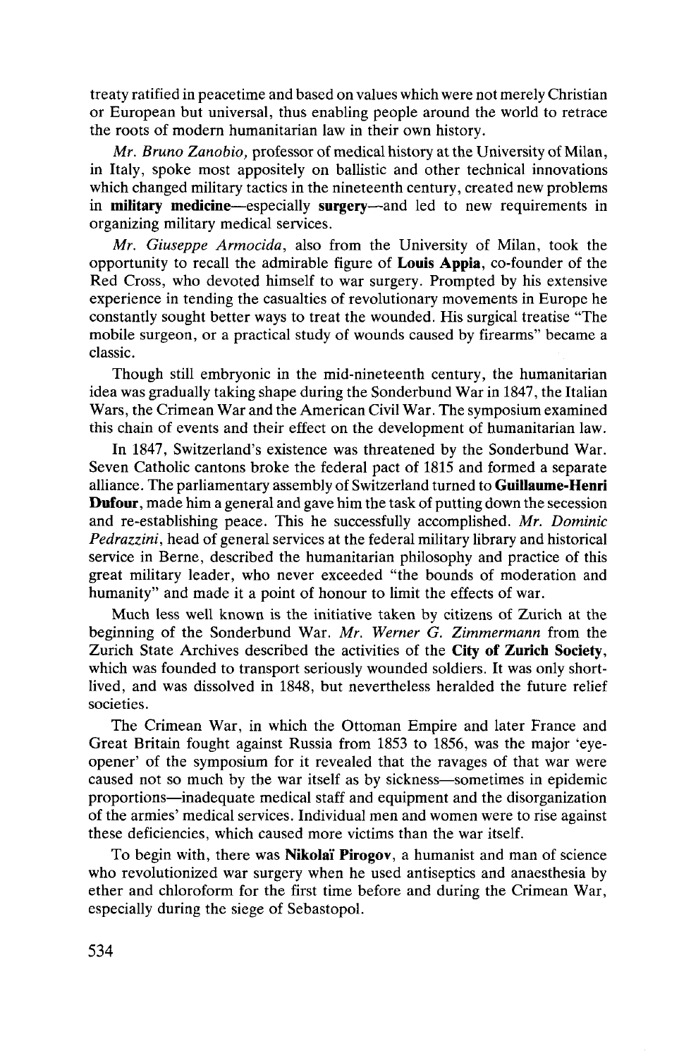treaty ratified in peacetime and based on values which were not merely Christian or European but universal, thus enabling people around the world to retrace the roots of modern humanitarian law in their own history.

*Mr. Bruno Zanobio,* professor of medical history at the University of Milan, in Italy, spoke most appositely on ballistic and other technical innovations which changed military tactics in the nineteenth century, created new problems in **military medicine**—especially **surgery**—and led to new requirements in organizing military medical services.

*Mr. Giuseppe Armocida,* also from the University of Milan, took the opportunity to recall the admirable figure of **Louis Appia**, co-founder of the Red Cross, who devoted himself to war surgery. Prompted by his extensive experience in tending the casualties of revolutionary movements in Europe he constantly sought better ways to treat the wounded. His surgical treatise "The mobile surgeon, or a practical study of wounds caused by firearms" became a classic.

Though still embryonic in the mid-nineteenth century, the humanitarian idea was gradually taking shape during the Sonderbund War in 1847, the Italian Wars, the Crimean War and the American Civil War. The symposium examined this chain of events and their effect on the development of humanitarian law.

In 1847, Switzerland's existence was threatened by the Sonderbund War. Seven Catholic cantons broke the federal pact of 1815 and formed a separate alliance. The parliamentary assembly of Switzerland turned to **Guillaume-Henri Dufour**, made him a general and gave him the task of putting down the secession and re-establishing peace. This he successfully accomplished. *Mr. Dominic Pedrazzini,* head of general services at the federal military library and historical service in Berne, described the humanitarian philosophy and practice of this great military leader, who never exceeded "the bounds of moderation and humanity" and made it a point of honour to limit the effects of war.

Much less well known is the initiative taken by citizens of Zurich at the beginning of the Sonderbund War. *Mr. Werner G. Zimmermann* from the Zurich State Archives described the activities of the **City of Zurich Society**, which was founded to transport seriously wounded soldiers. It was only short-lived, and was dissolved in 1848, but nevertheless heralded the future relief societies.

The Crimean War, in which the Ottoman Empire and later France and Great Britain fought against Russia from 1853 to 1856, was the major 'eye-opener' of the symposium for it revealed that the ravages of that war were caused not so much by the war itself as by sickness—sometimes in epidemic proportions—inadequate medical staff and equipment and the disorganization of the armies' medical services. Individual men and women were to rise against these deficiencies, which caused more victims than the war itself.

To begin with, there was **Nikolaï Pirogov**, a humanist and man of science who revolutionized war surgery when he used antiseptics and anaesthesia by ether and chloroform for the first time before and during the Crimean War, especially during the siege of Sebastopol.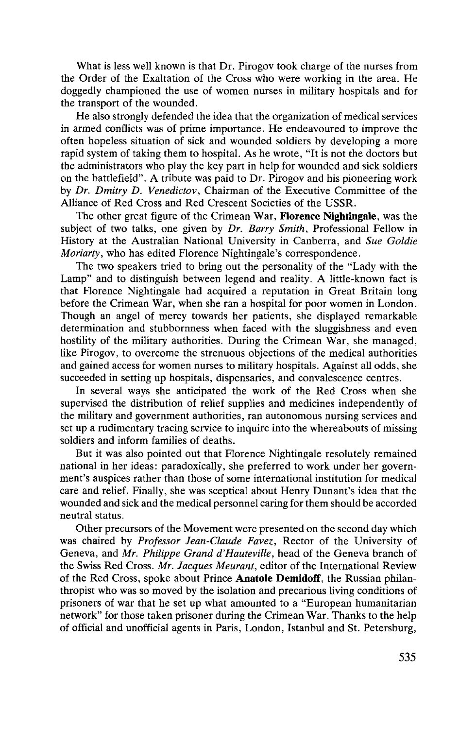What is less well known is that Dr. Pirogov took charge of the nurses from the Order of the Exaltation of the Cross who were working in the area. He doggedly championed the use of women nurses in military hospitals and for the transport of the wounded.

He also strongly defended the idea that the organization of medical services in armed conflicts was of prime importance. He endeavoured to improve the often hopeless situation of sick and wounded soldiers by developing a more rapid system of taking them to hospital. As he wrote, "It is not the doctors but the administrators who play the key part in help for wounded and sick soldiers on the battlefield". A tribute was paid to Dr. Pirogov and his pioneering work by *Dr. Dmitry D. Venedictov*, Chairman of the Executive Committee of the Alliance of Red Cross and Red Crescent Societies of the USSR.

The other great figure of the Crimean War, **Florence Nightingale**, was the subject of two talks, one given by *Dr. Barry Smith*, Professional Fellow in History at the Australian National University in Canberra, and *Sue Goldie Moriarty*, who has edited Florence Nightingale's correspondence.

The two speakers tried to bring out the personality of the "Lady with the Lamp" and to distinguish between legend and reality. A little-known fact is that Florence Nightingale had acquired a reputation in Great Britain long before the Crimean War, when she ran a hospital for poor women in London. Though an angel of mercy towards her patients, she displayed remarkable determination and stubbornness when faced with the sluggishness and even hostility of the military authorities. During the Crimean War, she managed, like Pirogov, to overcome the strenuous objections of the medical authorities and gained access for women nurses to military hospitals. Against all odds, she succeeded in setting up hospitals, dispensaries, and convalescence centres.

In several ways she anticipated the work of the Red Cross when she supervised the distribution of relief supplies and medicines independently of the military and government authorities, ran autonomous nursing services and set up a rudimentary tracing service to inquire into the whereabouts of missing soldiers and inform families of deaths.

But it was also pointed out that Florence Nightingale resolutely remained national in her ideas: paradoxically, she preferred to work under her government's auspices rather than those of some international institution for medical care and relief. Finally, she was sceptical about Henry Dunant's idea that the wounded and sick and the medical personnel caring for them should be accorded neutral status.

Other precursors of the Movement were presented on the second day which was chaired by *Professor Jean-Claude Favez*, Rector of the University of Geneva, and *Mr. Philippe Grand d'Hauteville*, head of the Geneva branch of the Swiss Red Cross. *Mr. Jacques Meurant*, editor of the International Review of the Red Cross, spoke about Prince **Anatole Demidoff**, the Russian philanthropist who was so moved by the isolation and precarious living conditions of prisoners of war that he set up what amounted to a "European humanitarian network" for those taken prisoner during the Crimean War. Thanks to the help of official and unofficial agents in Paris, London, Istanbul and St. Petersburg,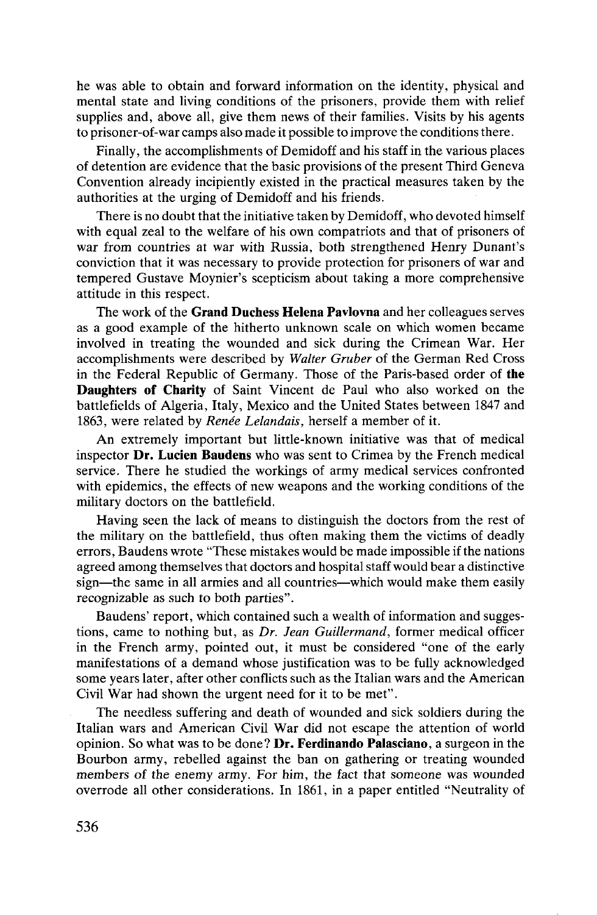he was able to obtain and forward information on the identity, physical and mental state and living conditions of the prisoners, provide them with relief supplies and, above all, give them news of their families. Visits by his agents to prisoner-of-war camps also made it possible to improve the conditions there.

Finally, the accomplishments of Demidoff and his staff in the various places of detention are evidence that the basic provisions of the present Third Geneva Convention already incipiently existed in the practical measures taken by the authorities at the urging of Demidoff and his friends.

There is no doubt that the initiative taken by Demidoff, who devoted himself with equal zeal to the welfare of his own compatriots and that of prisoners of war from countries at war with Russia, both strengthened Henry Dunant's conviction that it was necessary to provide protection for prisoners of war and tempered Gustave Moynier's scepticism about taking a more comprehensive attitude in this respect.

The work of the **Grand Duchess Helena Pavlovna** and her colleagues serves as a good example of the hitherto unknown scale on which women became involved in treating the wounded and sick during the Crimean War. Her accomplishments were described by *Walter Gruber* of the German Red Cross in the Federal Republic of Germany. Those of the Paris-based order of **the Daughters of Charity** of Saint Vincent de Paul who also worked on the battlefields of Algeria, Italy, Mexico and the United States between 1847 and 1863, were related by *Renée Lelandais,* herself a member of it.

An extremely important but little-known initiative was that of medical inspector **Dr. Lucien Baudens** who was sent to Crimea by the French medical service. There he studied the workings of army medical services confronted with epidemics, the effects of new weapons and the working conditions of the military doctors on the battlefield.

Having seen the lack of means to distinguish the doctors from the rest of the military on the battlefield, thus often making them the victims of deadly errors, Baudens wrote "These mistakes would be made impossible if the nations agreed among themselves that doctors and hospital staff would bear a distinctive sign—the same in all armies and all countries—which would make them easily recognizable as such to both parties".

Baudens' report, which contained such a wealth of information and suggestions, came to nothing but, as *Dr. Jean Guillermand,* former medical officer in the French army, pointed out, it must be considered "one of the early manifestations of a demand whose justification was to be fully acknowledged some years later, after other conflicts such as the Italian wars and the American Civil War had shown the urgent need for it to be met".

The needless suffering and death of wounded and sick soldiers during the Italian wars and American Civil War did not escape the attention of world opinion. So what was to be done? **Dr. Ferdinando Palasciano,** a surgeon in the Bourbon army, rebelled against the ban on gathering or treating wounded members of the enemy army. For him, the fact that someone was wounded overrode all other considerations. In 1861, in a paper entitled "Neutrality of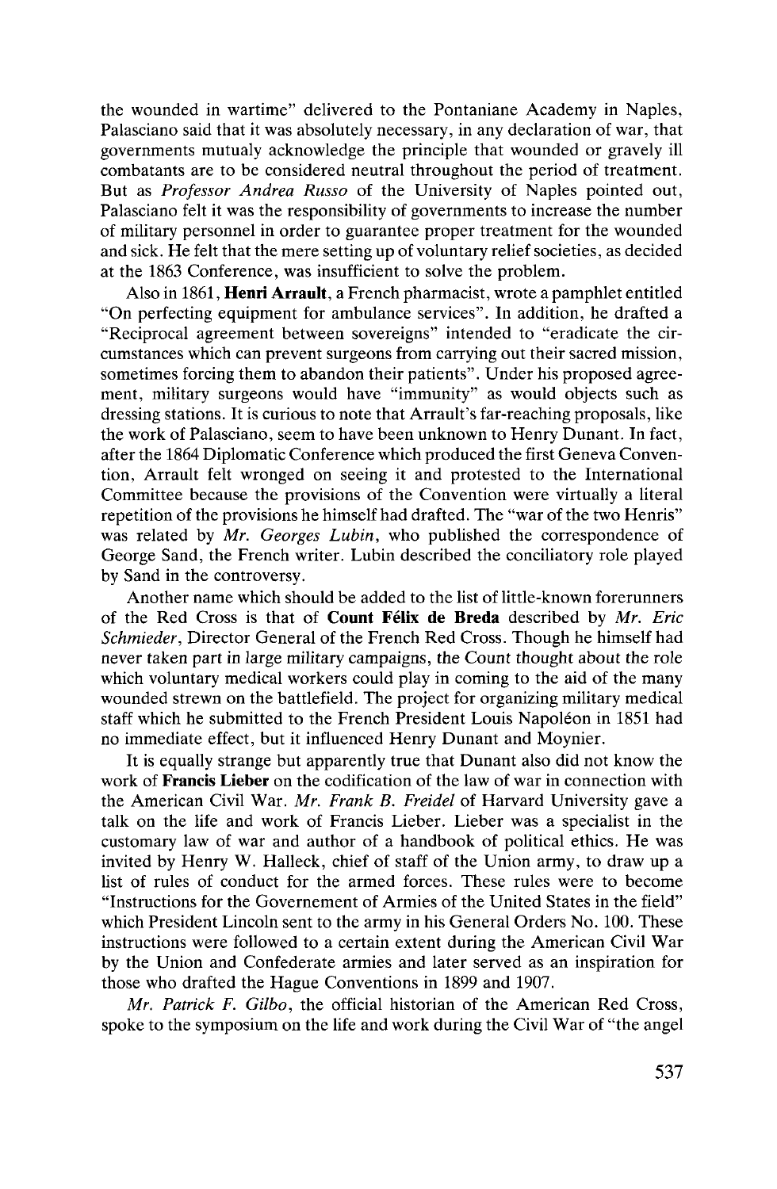the wounded in wartime" delivered to the Pontaniane Academy in Naples, Palasciano said that it was absolutely necessary, in any declaration of war, that governments mutualy acknowledge the principle that wounded or gravely ill combatants are to be considered neutral throughout the period of treatment. But as *Professor Andrea Russo* of the University of Naples pointed out, Palasciano felt it was the responsibility of governments to increase the number of military personnel in order to guarantee proper treatment for the wounded and sick. He felt that the mere setting up of voluntary relief societies, as decided at the 1863 Conference, was insufficient to solve the problem.

Also in 1861, **Henri Arrault**, a French pharmacist, wrote a pamphlet entitled "On perfecting equipment for ambulance services". In addition, he drafted a "Reciprocal agreement between sovereigns" intended to "eradicate the circumstances which can prevent surgeons from carrying out their sacred mission, sometimes forcing them to abandon their patients". Under his proposed agreement, military surgeons would have "immunity" as would objects such as dressing stations. It is curious to note that Arrault's far-reaching proposals, like the work of Palasciano, seem to have been unknown to Henry Dunant. In fact, after the 1864 Diplomatic Conference which produced the first Geneva Convention, Arrault felt wronged on seeing it and protested to the International Committee because the provisions of the Convention were virtually a literal repetition of the provisions he himself had drafted. The "war of the two Henris" was related by *Mr. Georges Lubin*, who published the correspondence of George Sand, the French writer. Lubin described the conciliatory role played by Sand in the controversy.

Another name which should be added to the list of little-known forerunners of the Red Cross is that of **Count Félix de Breda** described by *Mr. Eric Schmieder*, Director General of the French Red Cross. Though he himself had never taken part in large military campaigns, the Count thought about the role which voluntary medical workers could play in coming to the aid of the many wounded strewn on the battlefield. The project for organizing military medical staff which he submitted to the French President Louis Napoléon in 1851 had no immediate effect, but it influenced Henry Dunant and Moynier.

It is equally strange but apparently true that Dunant also did not know the work of **Francis Lieber** on the codification of the law of war in connection with the American Civil War. *Mr. Frank B. Freidel* of Harvard University gave a talk on the life and work of Francis Lieber. Lieber was a specialist in the customary law of war and author of a handbook of political ethics. He was invited by Henry W. Halleck, chief of staff of the Union army, to draw up a list of rules of conduct for the armed forces. These rules were to become "Instructions for the Governement of Armies of the United States in the field" which President Lincoln sent to the army in his General Orders No. 100. These instructions were followed to a certain extent during the American Civil War by the Union and Confederate armies and later served as an inspiration for those who drafted the Hague Conventions in 1899 and 1907.

*Mr. Patrick F. Gilbo*, the official historian of the American Red Cross, spoke to the symposium on the life and work during the Civil War of "the angel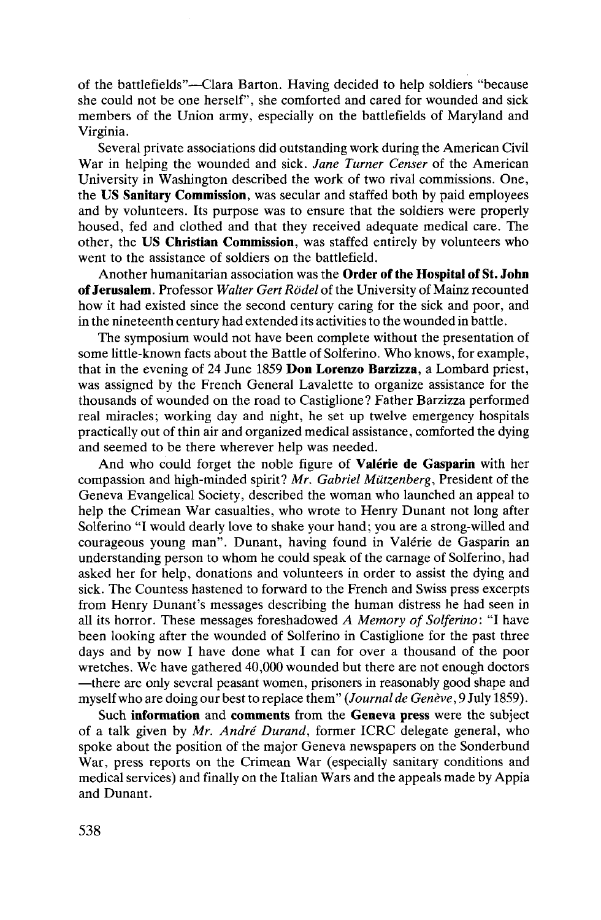of the battlefields"—Clara Barton. Having decided to help soldiers "because she could not be one herself", she comforted and cared for wounded and sick members of the Union army, especially on the battlefields of Maryland and Virginia.

Several private associations did outstanding work during the American Civil War in helping the wounded and sick. *Jane Turner Censer* of the American University in Washington described the work of two rival commissions. One, the **US Sanitary Commission**, was secular and staffed both by paid employees and by volunteers. Its purpose was to ensure that the soldiers were properly housed, fed and clothed and that they received adequate medical care. The other, the **US Christian Commission**, was staffed entirely by volunteers who went to the assistance of soldiers on the battlefield.

Another humanitarian association was the **Order of the Hospital of St. John of Jerusalem**. Professor *Walter Gert Rödel* of the University of Mainz recounted how it had existed since the second century caring for the sick and poor, and in the nineteenth century had extended its activities to the wounded in battle.

The symposium would not have been complete without the presentation of some little-known facts about the Battle of Solferino. Who knows, for example, that in the evening of 24 June 1859 **Don Lorenzo Barzizza**, a Lombard priest, was assigned by the French General Lavalette to organize assistance for the thousands of wounded on the road to Castiglione? Father Barzizza performed real miracles; working day and night, he set up twelve emergency hospitals practically out of thin air and organized medical assistance, comforted the dying and seemed to be there wherever help was needed.

And who could forget the noble figure of **Valérie de Gasparin** with her compassion and high-minded spirit? *Mr. Gabriel Mützenberg*, President of the Geneva Evangelical Society, described the woman who launched an appeal to help the Crimean War casualties, who wrote to Henry Dunant not long after Solferino "I would dearly love to shake your hand; you are a strong-willed and courageous young man". Dunant, having found in Valérie de Gasparin an understanding person to whom he could speak of the carnage of Solferino, had asked her for help, donations and volunteers in order to assist the dying and sick. The Countess hastened to forward to the French and Swiss press excerpts from Henry Dunant's messages describing the human distress he had seen in all its horror. These messages foreshadowed *A Memory of Solferino*: "I have been looking after the wounded of Solferino in Castiglione for the past three days and by now I have done what I can for over a thousand of the poor wretches. We have gathered 40,000 wounded but there are not enough doctors —there are only several peasant women, prisoners in reasonably good shape and myself who are doing our best to replace them" (*Journal de Genève*, 9 July 1859).

Such **information** and **comments** from the **Geneva press** were the subject of a talk given by *Mr. André Durand*, former ICRC delegate general, who spoke about the position of the major Geneva newspapers on the Sonderbund War, press reports on the Crimean War (especially sanitary conditions and medical services) and finally on the Italian Wars and the appeals made by Appia and Dunant.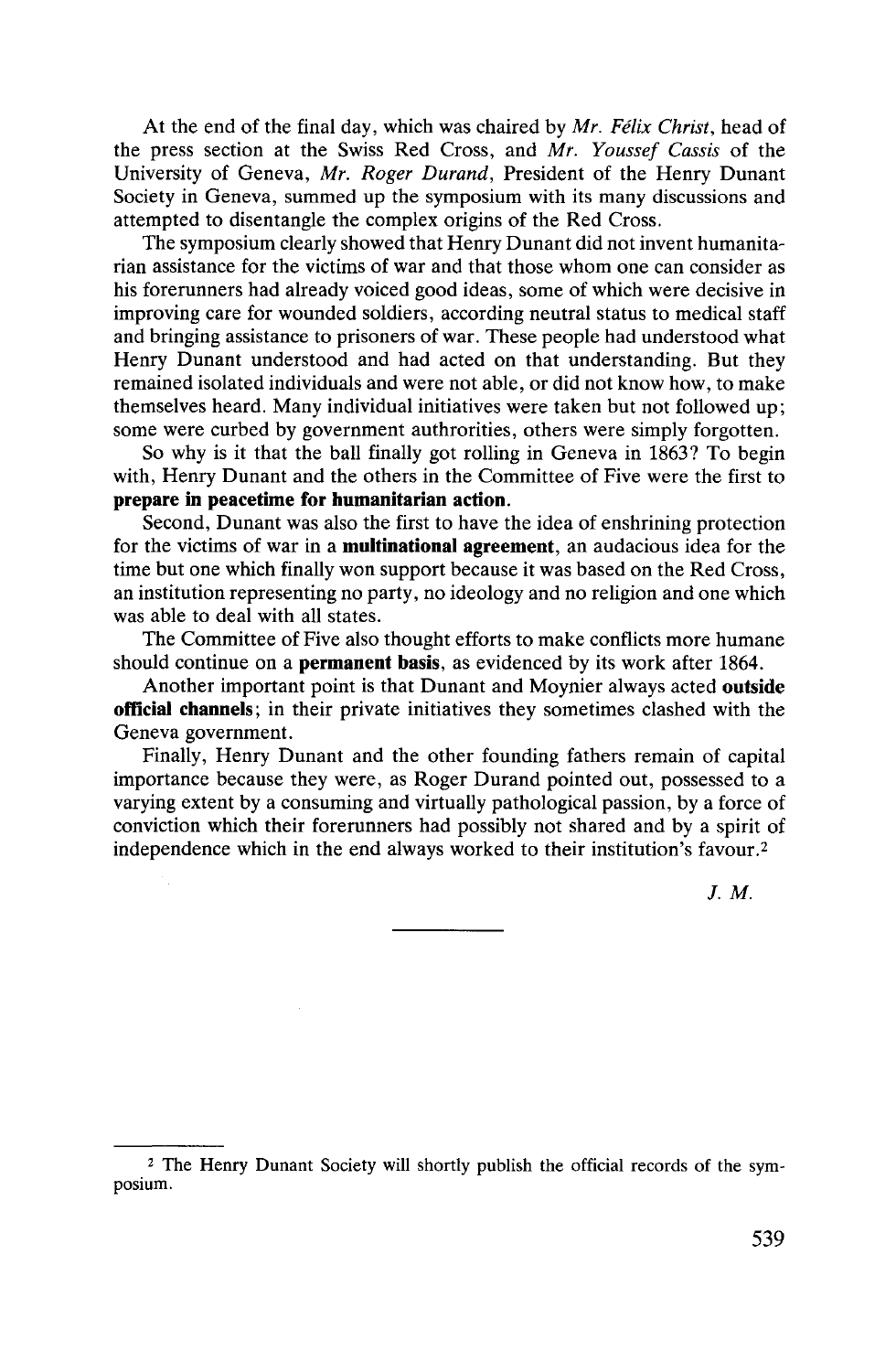At the end of the final day, which was chaired by *Mr. Félix Christ*, head of the press section at the Swiss Red Cross, and *Mr. Youssef Cassis* of the University of Geneva, *Mr. Roger Durand*, President of the Henry Dunant Society in Geneva, summed up the symposium with its many discussions and attempted to disentangle the complex origins of the Red Cross.

The symposium clearly showed that Henry Dunant did not invent humanitarian assistance for the victims of war and that those whom one can consider as his forerunners had already voiced good ideas, some of which were decisive in improving care for wounded soldiers, according neutral status to medical staff and bringing assistance to prisoners of war. These people had understood what Henry Dunant understood and had acted on that understanding. But they remained isolated individuals and were not able, or did not know how, to make themselves heard. Many individual initiatives were taken but not followed up; some were curbed by government authrorities, others were simply forgotten.

So why is it that the ball finally got rolling in Geneva in 1863? To begin with, Henry Dunant and the others in the Committee of Five were the first to **prepare in peacetime for humanitarian action.**

Second, Dunant was also the first to have the idea of enshrining protection for the victims of war in a **multinational agreement**, an audacious idea for the time but one which finally won support because it was based on the Red Cross, an institution representing no party, no ideology and no religion and one which was able to deal with all states.

The Committee of Five also thought efforts to make conflicts more humane should continue on a **permanent basis**, as evidenced by its work after 1864.

Another important point is that Dunant and Moynier always acted **outside official channels**; in their private initiatives they sometimes clashed with the Geneva government.

Finally, Henry Dunant and the other founding fathers remain of capital importance because they were, as Roger Durand pointed out, possessed to a varying extent by a consuming and virtually pathological passion, by a force of conviction which their forerunners had possibly not shared and by a spirit of independence which in the end always worked to their institution's favour.[2]

*J. M.*

---

[2] The Henry Dunant Society will shortly publish the official records of the symposium.